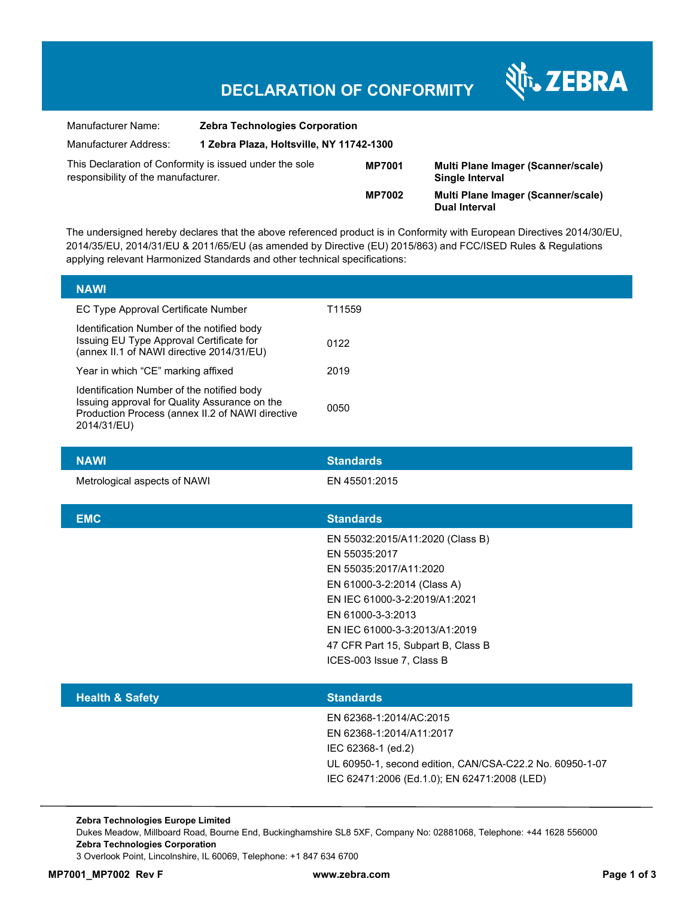# DECLARATION OF CONFORMITY

ZEBRA

| | |
|---|---|
| Manufacturer Name: | **Zebra Technologies Corporation** |
| Manufacturer Address: | **1 Zebra Plaza, Holtsville, NY 11742-1300** |

This Declaration of Conformity is issued under the sole responsibility of the manufacturer.

| | |
|---|---|
| **MP7001** | **Multi Plane Imager (Scanner/scale) Single Interval** |
| **MP7002** | **Multi Plane Imager (Scanner/scale) Dual Interval** |

The undersigned hereby declares that the above referenced product is in Conformity with European Directives 2014/30/EU, 2014/35/EU, 2014/31/EU & 2011/65/EU (as amended by Directive (EU) 2015/863) and FCC/ISED Rules & Regulations applying relevant Harmonized Standards and other technical specifications:

| NAWI | |
|---|---|
| EC Type Approval Certificate Number | T11559 |
| Identification Number of the notified body Issuing EU Type Approval Certificate for (annex II.1 of NAWI directive 2014/31/EU) | 0122 |
| Year in which "CE" marking affixed | 2019 |
| Identification Number of the notified body Issuing approval for Quality Assurance on the Production Process (annex II.2 of NAWI directive 2014/31/EU) | 0050 |

| NAWI | Standards |
|---|---|
| Metrological aspects of NAWI | EN 45501:2015 |

| EMC | Standards |
|---|---|
| | EN 55032:2015/A11:2020 (Class B) |
| | EN 55035:2017 |
| | EN 55035:2017/A11:2020 |
| | EN 61000-3-2:2014 (Class A) |
| | EN IEC 61000-3-2:2019/A1:2021 |
| | EN 61000-3-3:2013 |
| | EN IEC 61000-3-3:2013/A1:2019 |
| | 47 CFR Part 15, Subpart B, Class B |
| | ICES-003 Issue 7, Class B |

| Health & Safety | Standards |
|---|---|
| | EN 62368-1:2014/AC:2015 |
| | EN 62368-1:2014/A11:2017 |
| | IEC 62368-1 (ed.2) |
| | UL 60950-1, second edition, CAN/CSA-C22.2 No. 60950-1-07 |
| | IEC 62471:2006 (Ed.1.0); EN 62471:2008 (LED) |

**Zebra Technologies Europe Limited**
Dukes Meadow, Millboard Road, Bourne End, Buckinghamshire SL8 5XF, Company No: 02881068, Telephone: +44 1628 556000
**Zebra Technologies Corporation**
3 Overlook Point, Lincolnshire, IL 60069, Telephone: +1 847 634 6700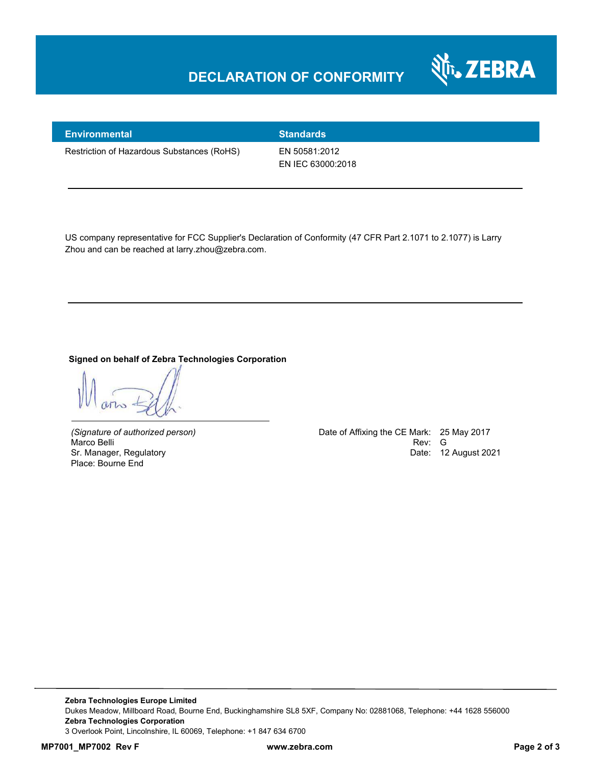# DECLARATION OF CONFORMITY

| Environmental | Standards |
|---|---|
| Restriction of Hazardous Substances (RoHS) | EN 50581:2012<br>EN IEC 63000:2018 |

---

US company representative for FCC Supplier's Declaration of Conformity (47 CFR Part 2.1071 to 2.1077) is Larry Zhou and can be reached at larry.zhou@zebra.com.

---

**Signed on behalf of Zebra Technologies Corporation**

*(Signature of authorized person)*
Marco Belli
Sr. Manager, Regulatory
Place: Bourne End

Date of Affixing the CE Mark: 25 May 2017
Rev: G
Date: 12 August 2021

**Zebra Technologies Europe Limited**
Dukes Meadow, Millboard Road, Bourne End, Buckinghamshire SL8 5XF, Company No: 02881068, Telephone: +44 1628 556000
**Zebra Technologies Corporation**
3 Overlook Point, Lincolnshire, IL 60069, Telephone: +1 847 634 6700

**MP7001_MP7002 Rev F** **www.zebra.com**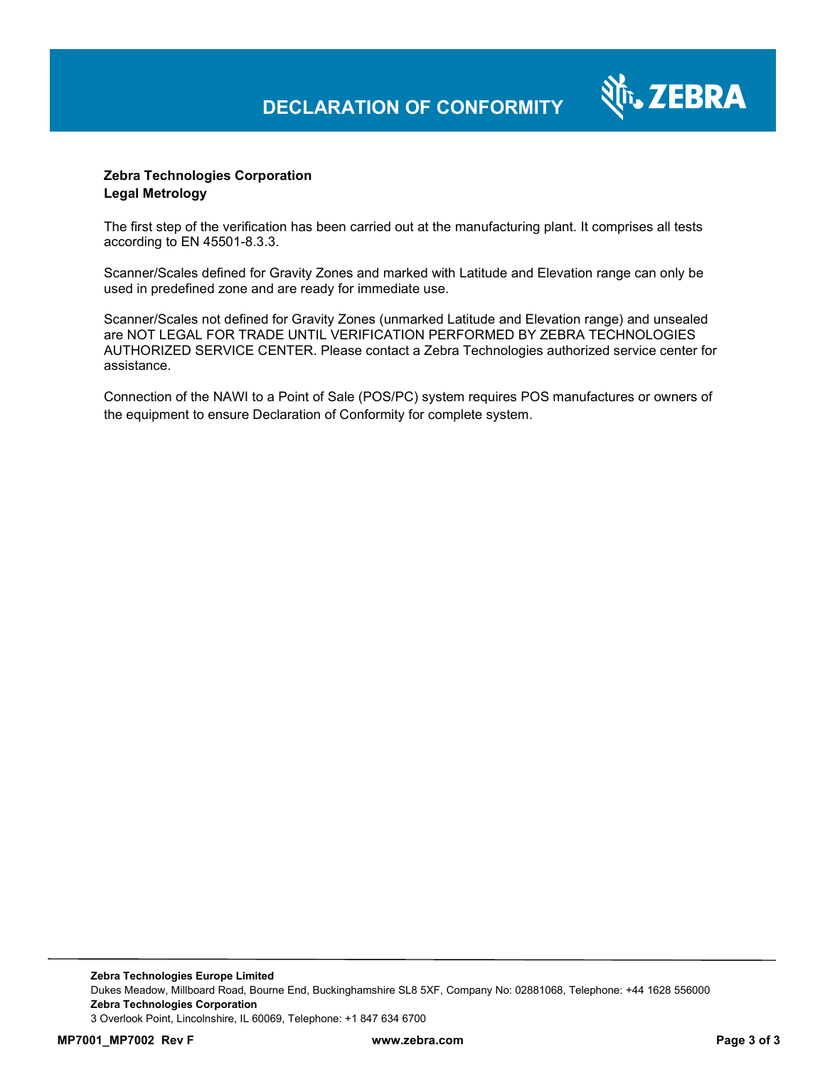**Zebra Technologies Corporation**
**Legal Metrology**

The first step of the verification has been carried out at the manufacturing plant. It comprises all tests according to EN 45501-8.3.3.

Scanner/Scales defined for Gravity Zones and marked with Latitude and Elevation range can only be used in predefined zone and are ready for immediate use.

Scanner/Scales not defined for Gravity Zones (unmarked Latitude and Elevation range) and unsealed are NOT LEGAL FOR TRADE UNTIL VERIFICATION PERFORMED BY ZEBRA TECHNOLOGIES AUTHORIZED SERVICE CENTER. Please contact a Zebra Technologies authorized service center for assistance.

Connection of the NAWI to a Point of Sale (POS/PC) system requires POS manufactures or owners of the equipment to ensure Declaration of Conformity for complete system.